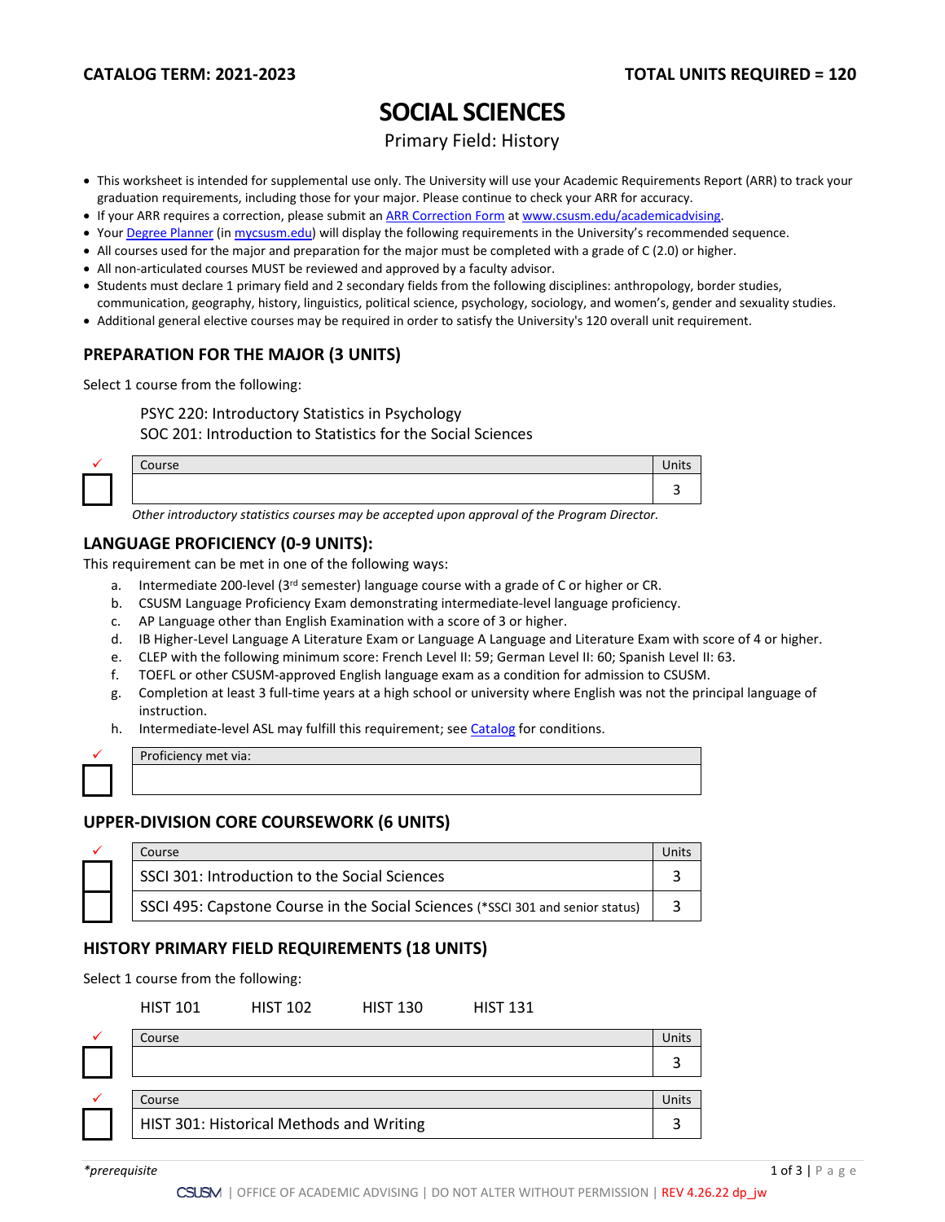**CATALOG TERM: 2021-2023** **TOTAL UNITS REQUIRED = 120**

# SOCIAL SCIENCES

Primary Field: History

- This worksheet is intended for supplemental use only. The University will use your Academic Requirements Report (ARR) to track your graduation requirements, including those for your major. Please continue to check your ARR for accuracy.
- If your ARR requires a correction, please submit an ARR Correction Form at www.csusm.edu/academicadvising.
- Your Degree Planner (in mycsusm.edu) will display the following requirements in the University's recommended sequence.
- All courses used for the major and preparation for the major must be completed with a grade of C (2.0) or higher.
- All non-articulated courses MUST be reviewed and approved by a faculty advisor.
- Students must declare 1 primary field and 2 secondary fields from the following disciplines: anthropology, border studies, communication, geography, history, linguistics, political science, psychology, sociology, and women's, gender and sexuality studies.
- Additional general elective courses may be required in order to satisfy the University's 120 overall unit requirement.

## PREPARATION FOR THE MAJOR (3 UNITS)

Select 1 course from the following:

PSYC 220: Introductory Statistics in Psychology
SOC 201: Introduction to Statistics for the Social Sciences

| ✓ | Course | Units |
|---|---|---|
| ☐ | | 3 |

*Other introductory statistics courses may be accepted upon approval of the Program Director.*

## LANGUAGE PROFICIENCY (0-9 UNITS):

This requirement can be met in one of the following ways:

a. Intermediate 200-level (3rd semester) language course with a grade of C or higher or CR.
b. CSUSM Language Proficiency Exam demonstrating intermediate-level language proficiency.
c. AP Language other than English Examination with a score of 3 or higher.
d. IB Higher-Level Language A Literature Exam or Language A Language and Literature Exam with score of 4 or higher.
e. CLEP with the following minimum score: French Level II: 59; German Level II: 60; Spanish Level II: 63.
f. TOEFL or other CSUSM-approved English language exam as a condition for admission to CSUSM.
g. Completion at least 3 full-time years at a high school or university where English was not the principal language of instruction.
h. Intermediate-level ASL may fulfill this requirement; see Catalog for conditions.

| ✓ | Proficiency met via: |
|---|---|
| ☐ | |

## UPPER-DIVISION CORE COURSEWORK (6 UNITS)

| ✓ | Course | Units |
|---|---|---|
| ☐ | SSCI 301: Introduction to the Social Sciences | 3 |
| ☐ | SSCI 495: Capstone Course in the Social Sciences (*SSCI 301 and senior status) | 3 |

## HISTORY PRIMARY FIELD REQUIREMENTS (18 UNITS)

Select 1 course from the following:

HIST 101 HIST 102 HIST 130 HIST 131

| ✓ | Course | Units |
|---|---|---|
| ☐ | | 3 |

| ✓ | Course | Units |
|---|---|---|
| ☐ | HIST 301: Historical Methods and Writing | 3 |

*\*prerequisite*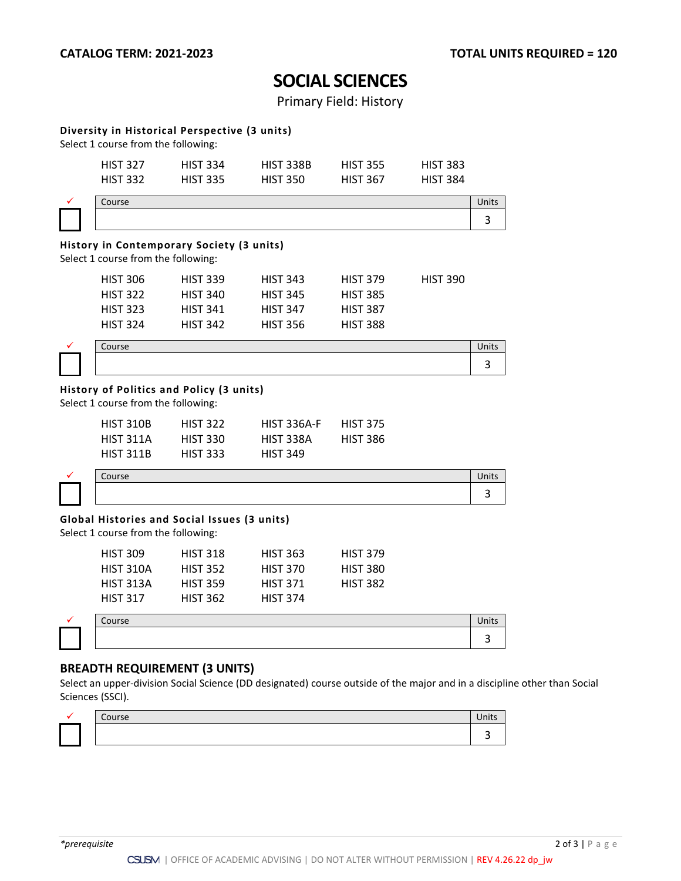**CATALOG TERM: 2021-2023** **TOTAL UNITS REQUIRED = 120**

# SOCIAL SCIENCES

Primary Field: History

### Diversity in Historical Perspective (3 units)

Select 1 course from the following:

| | | | | |
|---|---|---|---|---|
| HIST 327 | HIST 334 | HIST 338B | HIST 355 | HIST 383 |
| HIST 332 | HIST 335 | HIST 350 | HIST 367 | HIST 384 |

| ✓ | Course | Units |
|---|---|---|
| ☐ | | 3 |

### History in Contemporary Society (3 units)

Select 1 course from the following:

| | | | | |
|---|---|---|---|---|
| HIST 306 | HIST 339 | HIST 343 | HIST 379 | HIST 390 |
| HIST 322 | HIST 340 | HIST 345 | HIST 385 | |
| HIST 323 | HIST 341 | HIST 347 | HIST 387 | |
| HIST 324 | HIST 342 | HIST 356 | HIST 388 | |

| ✓ | Course | Units |
|---|---|---|
| ☐ | | 3 |

### History of Politics and Policy (3 units)

Select 1 course from the following:

| | | | |
|---|---|---|---|
| HIST 310B | HIST 322 | HIST 336A-F | HIST 375 |
| HIST 311A | HIST 330 | HIST 338A | HIST 386 |
| HIST 311B | HIST 333 | HIST 349 | |

| ✓ | Course | Units |
|---|---|---|
| ☐ | | 3 |

### Global Histories and Social Issues (3 units)

Select 1 course from the following:

| | | | |
|---|---|---|---|
| HIST 309 | HIST 318 | HIST 363 | HIST 379 |
| HIST 310A | HIST 352 | HIST 370 | HIST 380 |
| HIST 313A | HIST 359 | HIST 371 | HIST 382 |
| HIST 317 | HIST 362 | HIST 374 | |

| ✓ | Course | Units |
|---|---|---|
| ☐ | | 3 |

## BREADTH REQUIREMENT (3 UNITS)

Select an upper-division Social Science (DD designated) course outside of the major and in a discipline other than Social Sciences (SSCI).

| ✓ | Course | Units |
|---|---|---|
| ☐ | | 3 |

*\*prerequisite*

CSUSM | OFFICE OF ACADEMIC ADVISING | DO NOT ALTER WITHOUT PERMISSION | REV 4.26.22 dp_jw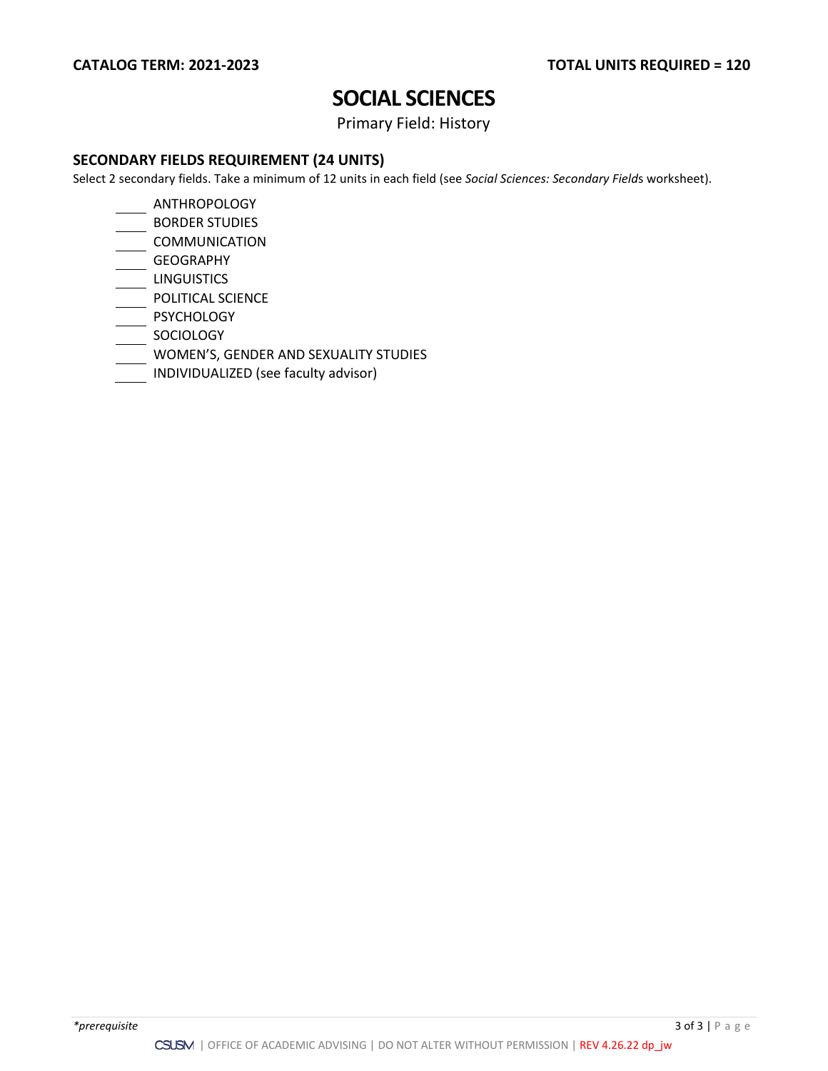**CATALOG TERM: 2021-2023** **TOTAL UNITS REQUIRED = 120**

# SOCIAL SCIENCES

Primary Field: History

## SECONDARY FIELDS REQUIREMENT (24 UNITS)

Select 2 secondary fields. Take a minimum of 12 units in each field (see *Social Sciences: Secondary Fields* worksheet).

- ____ ANTHROPOLOGY
- ____ BORDER STUDIES
- ____ COMMUNICATION
- ____ GEOGRAPHY
- ____ LINGUISTICS
- ____ POLITICAL SCIENCE
- ____ PSYCHOLOGY
- ____ SOCIOLOGY
- ____ WOMEN'S, GENDER AND SEXUALITY STUDIES
- ____ INDIVIDUALIZED (see faculty advisor)

*\*prerequisite*

CSUSM | OFFICE OF ACADEMIC ADVISING | DO NOT ALTER WITHOUT PERMISSION | REV 4.26.22 dp_jw